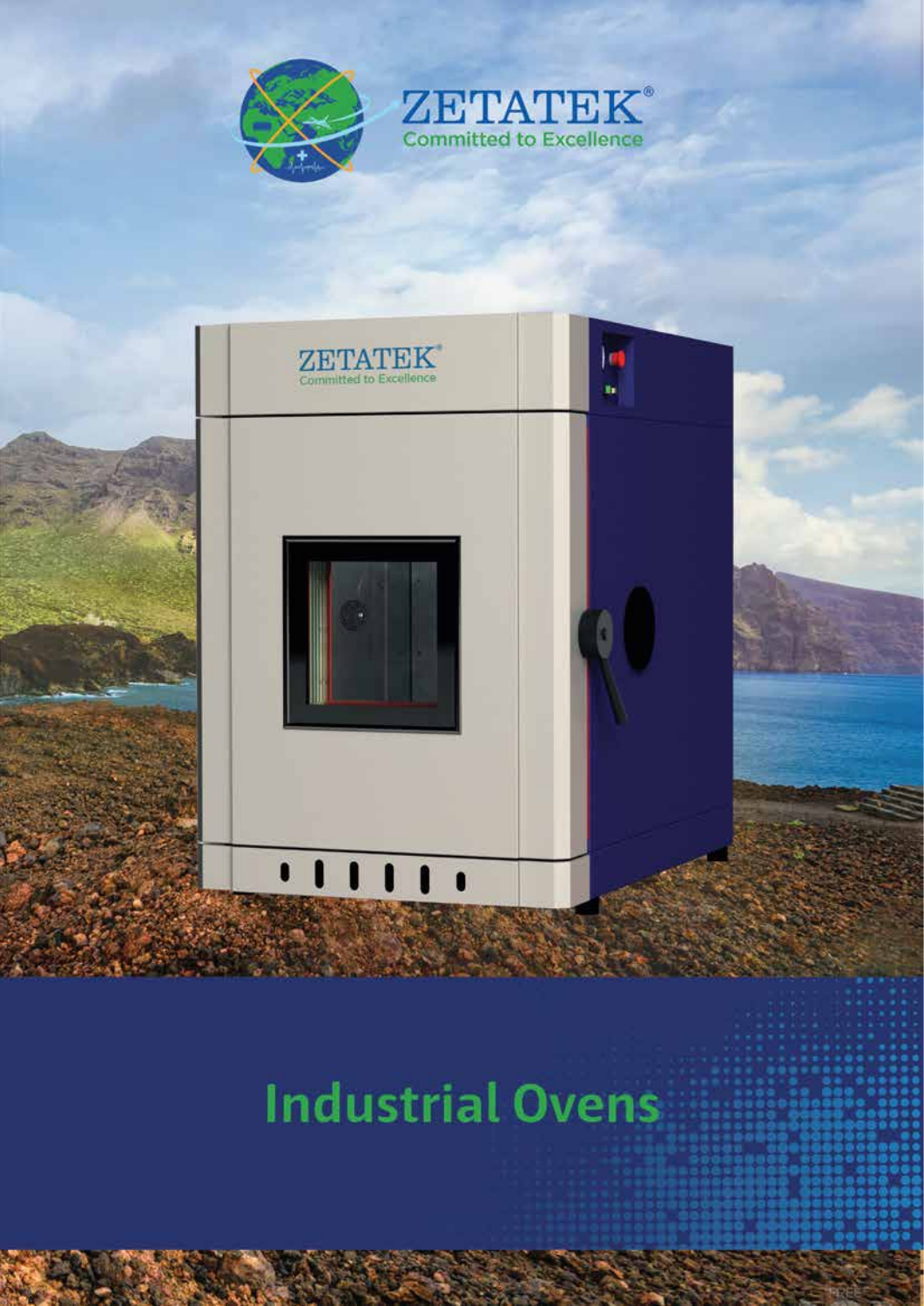ZETATEK®

Committed to Excellence

# Industrial Ovens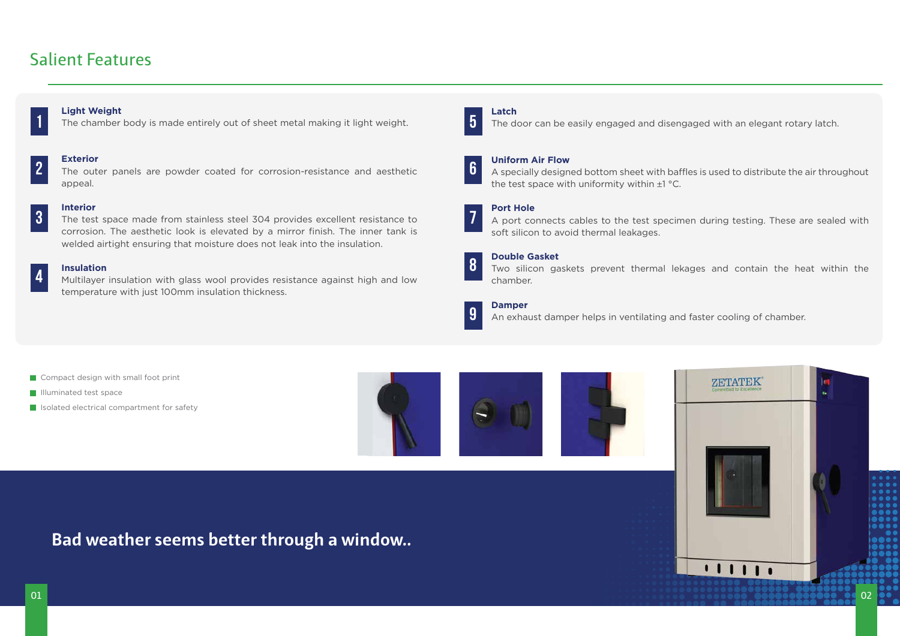## Salient Features

1. **Light Weight**
   The chamber body is made entirely out of sheet metal making it light weight.

2. **Exterior**
   The outer panels are powder coated for corrosion-resistance and aesthetic appeal.

3. **Interior**
   The test space made from stainless steel 304 provides excellent resistance to corrosion. The aesthetic look is elevated by a mirror finish. The inner tank is welded airtight ensuring that moisture does not leak into the insulation.

4. **Insulation**
   Multilayer insulation with glass wool provides resistance against high and low temperature with just 100mm insulation thickness.

5. **Latch**
   The door can be easily engaged and disengaged with an elegant rotary latch.

6. **Uniform Air Flow**
   A specially designed bottom sheet with baffles is used to distribute the air throughout the test space with uniformity within ±1 °C.

7. **Port Hole**
   A port connects cables to the test specimen during testing. These are sealed with soft silicon to avoid thermal leakages.

8. **Double Gasket**
   Two silicon gaskets prevent thermal lekages and contain the heat within the chamber.

9. **Damper**
   An exhaust damper helps in ventilating and faster cooling of chamber.

- Compact design with small foot print
- Illuminated test space
- Isolated electrical compartment for safety

**Bad weather seems better through a window..**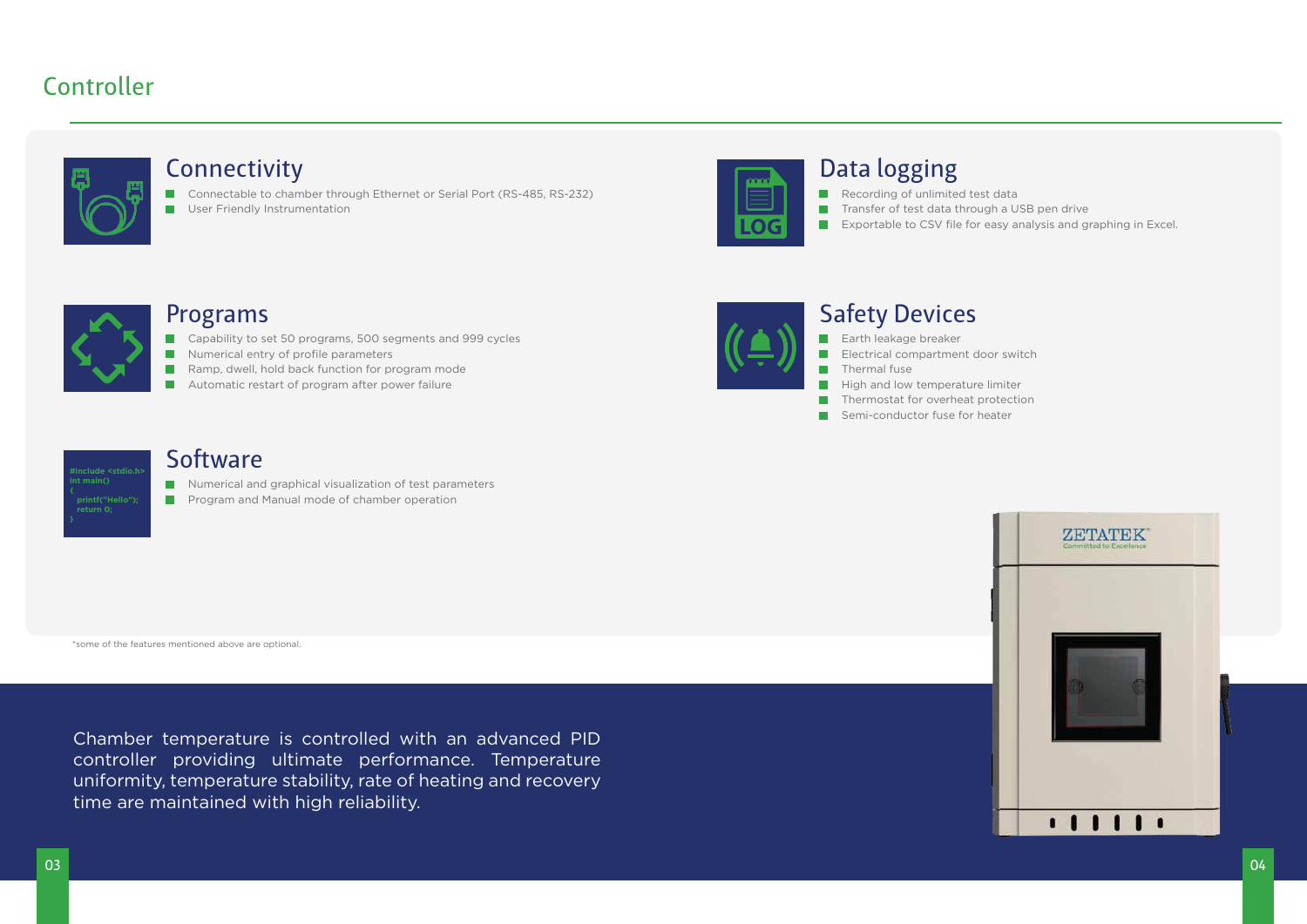# Controller

## Connectivity

- Connectable to chamber through Ethernet or Serial Port (RS-485, RS-232)
- User Friendly Instrumentation

## Data logging

- Recording of unlimited test data
- Transfer of test data through a USB pen drive
- Exportable to CSV file for easy analysis and graphing in Excel.

## Programs

- Capability to set 50 programs, 500 segments and 999 cycles
- Numerical entry of profile parameters
- Ramp, dwell, hold back function for program mode
- Automatic restart of program after power failure

## Safety Devices

- Earth leakage breaker
- Electrical compartment door switch
- Thermal fuse
- High and low temperature limiter
- Thermostat for overheat protection
- Semi-conductor fuse for heater

## Software

- Numerical and graphical visualization of test parameters
- Program and Manual mode of chamber operation

*some of the features mentioned above are optional.

Chamber temperature is controlled with an advanced PID controller providing ultimate performance. Temperature uniformity, temperature stability, rate of heating and recovery time are maintained with high reliability.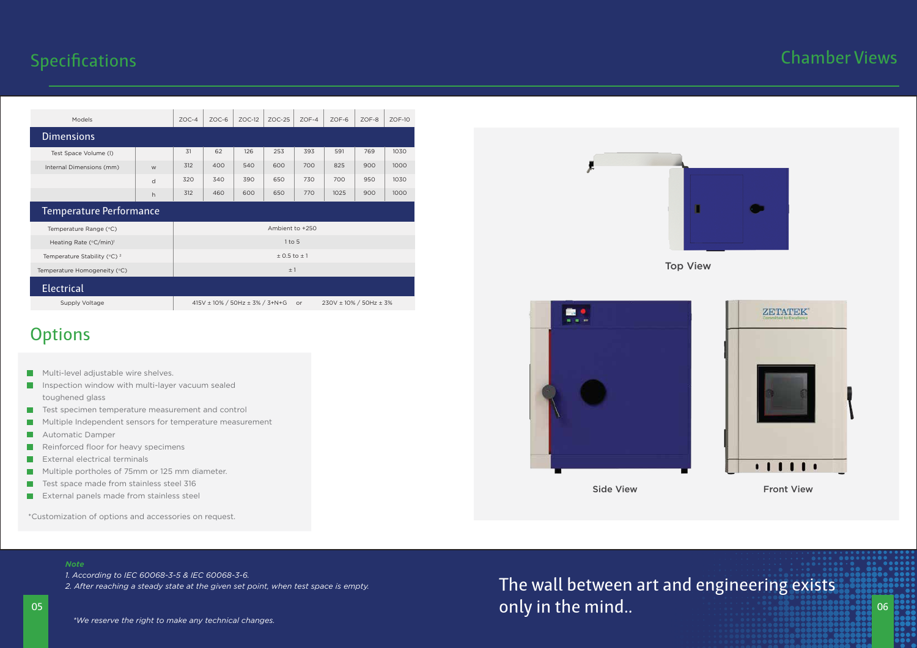## Specifications

| Models | | ZOC-4 | ZOC-6 | ZOC-12 | ZOC-25 | ZOF-4 | ZOF-6 | ZOF-8 | ZOF-10 |
|---|---|---|---|---|---|---|---|---|---|
| **Dimensions** | | | | | | | | | |
| Test Space Volume (l) | | 31 | 62 | 126 | 253 | 393 | 591 | 769 | 1030 |
| Internal Dimensions (mm) | w | 312 | 400 | 540 | 600 | 700 | 825 | 900 | 1000 |
| | d | 320 | 340 | 390 | 650 | 730 | 700 | 950 | 1030 |
| | h | 312 | 460 | 600 | 650 | 770 | 1025 | 900 | 1000 |
| **Temperature Performance** | | | | | | | | | |
| Temperature Range (°C) | | Ambient to +250 | | | | | | | |
| Heating Rate (°C/min)[1] | | 1 to 5 | | | | | | | |
| Temperature Stability (°C)[2] | | ± 0.5 to ± 1 | | | | | | | |
| Temperature Homogeneity (°C) | | ± 1 | | | | | | | |
| **Electrical** | | | | | | | | | |
| Supply Voltage | | 415V ± 10% / 50Hz ± 3% / 3+N+G or 230V ± 10% / 50Hz ± 3% | | | | | | | |

## Options

- Multi-level adjustable wire shelves.
- Inspection window with multi-layer vacuum sealed toughened glass
- Test specimen temperature measurement and control
- Multiple Independent sensors for temperature measurement
- Automatic Damper
- Reinforced floor for heavy specimens
- External electrical terminals
- Multiple portholes of 75mm or 125 mm diameter.
- Test space made from stainless steel 316
- External panels made from stainless steel

*Customization of options and accessories on request.

## Chamber Views

Top View

Side View

Front View

***Note***

*1. According to IEC 60068-3-5 & IEC 60068-3-6.*
*2. After reaching a steady state at the given set point, when test space is empty.*

**We reserve the right to make any technical changes.*

The wall between art and engineering exists only in the mind..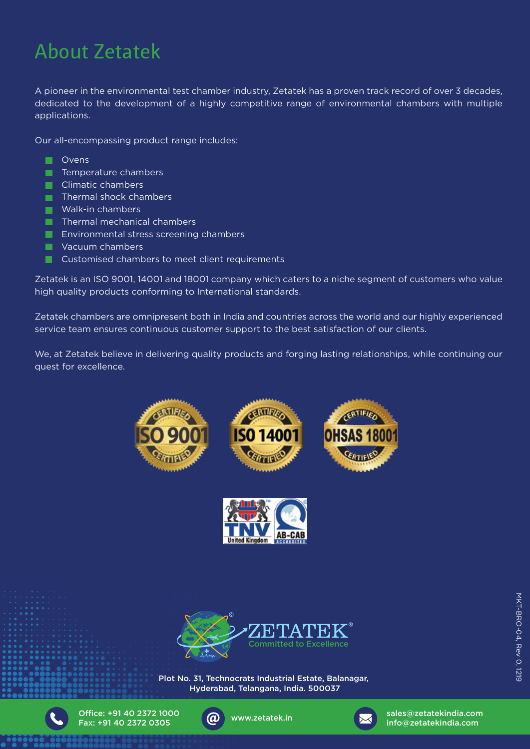# About Zetatek

A pioneer in the environmental test chamber industry, Zetatek has a proven track record of over 3 decades, dedicated to the development of a highly competitive range of environmental chambers with multiple applications.

Our all-encompassing product range includes:

- Ovens
- Temperature chambers
- Climatic chambers
- Thermal shock chambers
- Walk-in chambers
- Thermal mechanical chambers
- Environmental stress screening chambers
- Vacuum chambers
- Customised chambers to meet client requirements

Zetatek is an ISO 9001, 14001 and 18001 company which caters to a niche segment of customers who value high quality products conforming to International standards.

Zetatek chambers are omnipresent both in India and countries across the world and our highly experienced service team ensures continuous customer support to the best satisfaction of our clients.

We, at Zetatek believe in delivering quality products and forging lasting relationships, while continuing our quest for excellence.

CERTIFIED ISO 9001 CERTIFIED

CERTIFIED ISO 14001 CERTIFIED

CERTIFIED OHSAS 18001 CERTIFIED

TNV United Kingdom

AB-CAB ACCREDITED

ZETATEK®
Committed to Excellence

Plot No. 31, Technocrats Industrial Estate, Balanagar,
Hyderabad, Telangana, India. 500037

Office: +91 40 2372 1000
Fax: +91 40 2372 0305

www.zetatek.in

sales@zetatekindia.com
info@zetatekindia.com

MKT-BRO-04, Rev 0, 1219